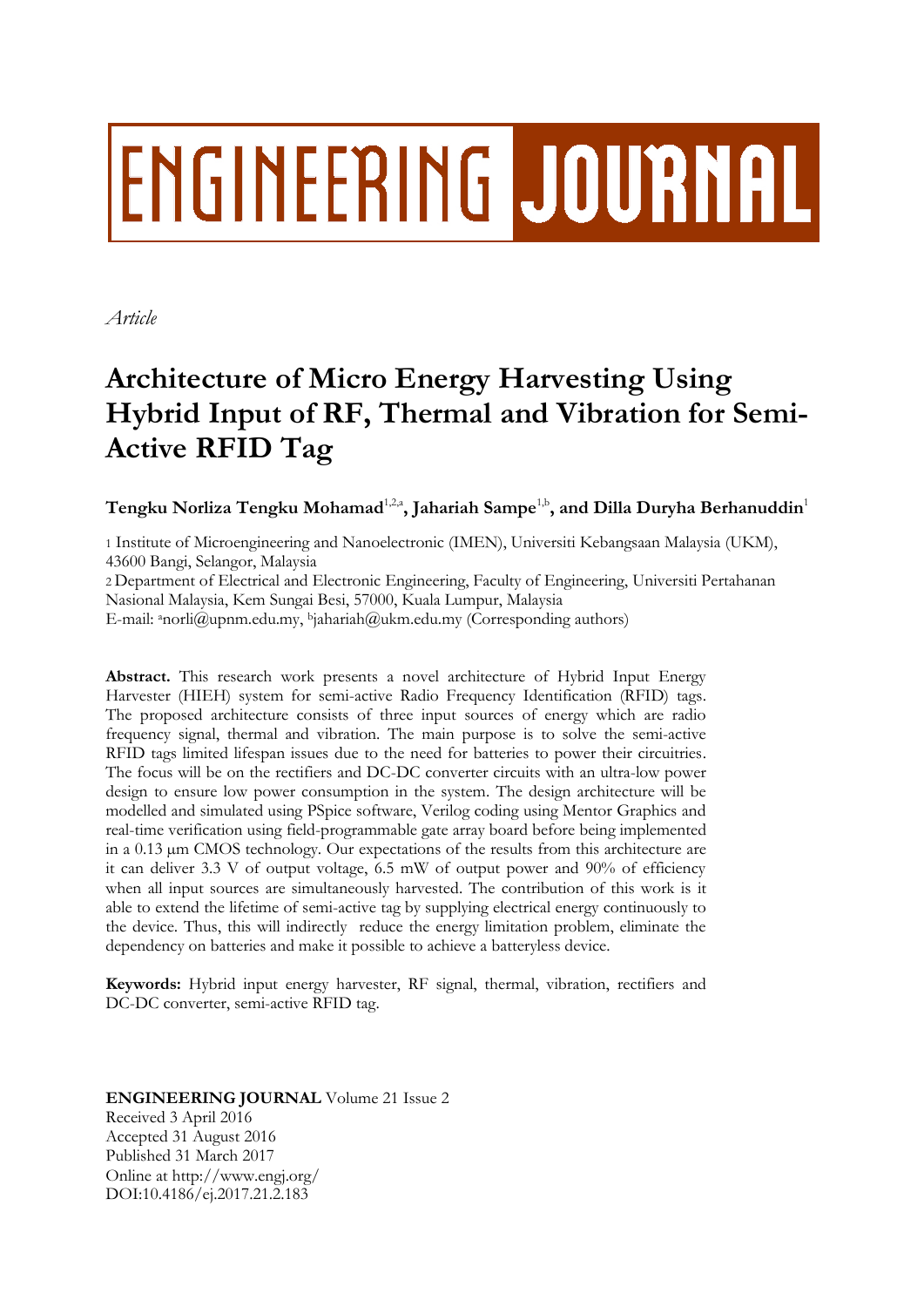ENGINEERING JOURNAL

*Article*

# Architecture of Micro Energy Harvesting Using Hybrid Input of RF, Thermal and Vibration for Semi-Active RFID Tag

**Tengku Norliza Tengku Mohamad**[1,2,a]**, Jahariah Sampe**[1,b]**, and Dilla Duryha Berhanuddin**[1]

1 Institute of Microengineering and Nanoelectronic (IMEN), Universiti Kebangsaan Malaysia (UKM), 43600 Bangi, Selangor, Malaysia

2 Department of Electrical and Electronic Engineering, Faculty of Engineering, Universiti Pertahanan Nasional Malaysia, Kem Sungai Besi, 57000, Kuala Lumpur, Malaysia

E-mail: [a]norli@upnm.edu.my, [b]jahariah@ukm.edu.my (Corresponding authors)

**Abstract.** This research work presents a novel architecture of Hybrid Input Energy Harvester (HIEH) system for semi-active Radio Frequency Identification (RFID) tags. The proposed architecture consists of three input sources of energy which are radio frequency signal, thermal and vibration. The main purpose is to solve the semi-active RFID tags limited lifespan issues due to the need for batteries to power their circuitries. The focus will be on the rectifiers and DC-DC converter circuits with an ultra-low power design to ensure low power consumption in the system. The design architecture will be modelled and simulated using PSpice software, Verilog coding using Mentor Graphics and real-time verification using field-programmable gate array board before being implemented in a 0.13 μm CMOS technology. Our expectations of the results from this architecture are it can deliver 3.3 V of output voltage, 6.5 mW of output power and 90% of efficiency when all input sources are simultaneously harvested. The contribution of this work is it able to extend the lifetime of semi-active tag by supplying electrical energy continuously to the device. Thus, this will indirectly reduce the energy limitation problem, eliminate the dependency on batteries and make it possible to achieve a batteryless device.

**Keywords:** Hybrid input energy harvester, RF signal, thermal, vibration, rectifiers and DC-DC converter, semi-active RFID tag.

**ENGINEERING JOURNAL** Volume 21 Issue 2
Received 3 April 2016
Accepted 31 August 2016
Published 31 March 2017
Online at http://www.engj.org/
DOI:10.4186/ej.2017.21.2.183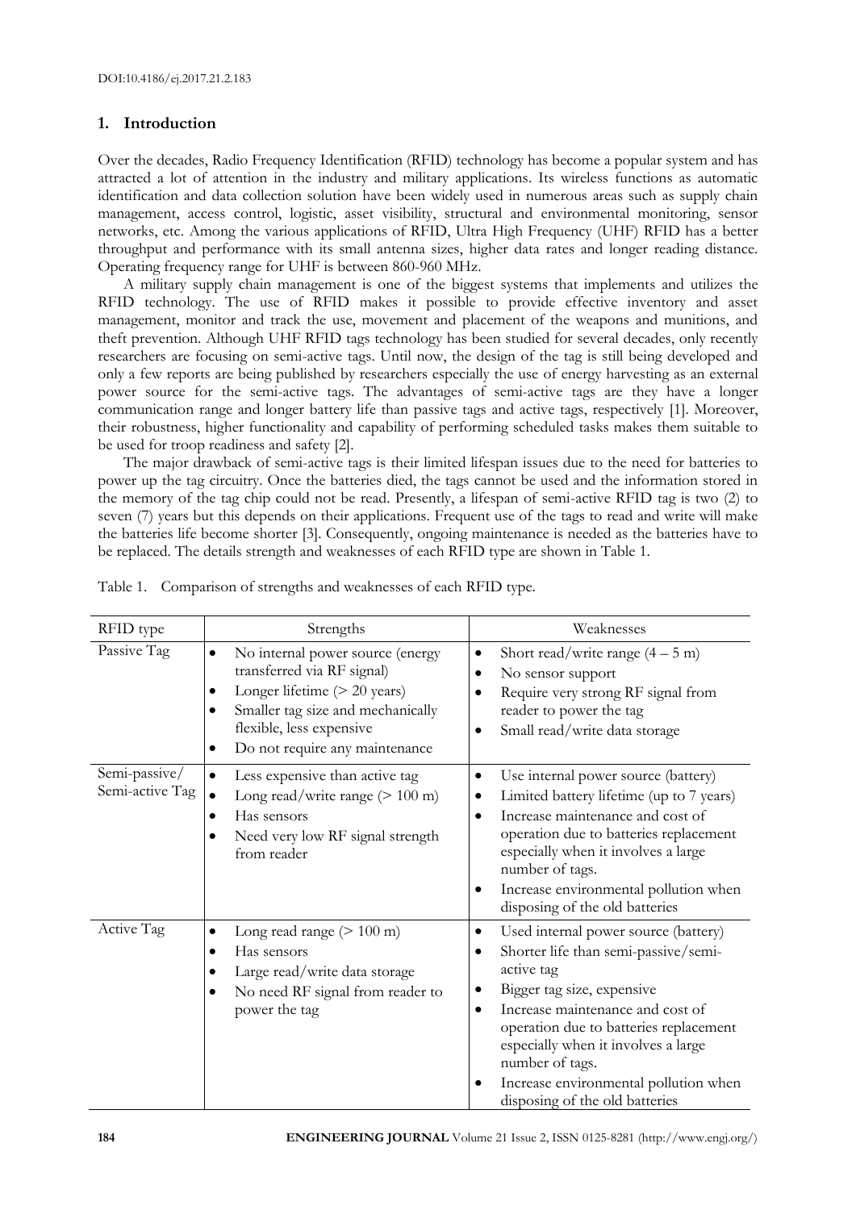## 1. Introduction

Over the decades, Radio Frequency Identification (RFID) technology has become a popular system and has attracted a lot of attention in the industry and military applications. Its wireless functions as automatic identification and data collection solution have been widely used in numerous areas such as supply chain management, access control, logistic, asset visibility, structural and environmental monitoring, sensor networks, etc. Among the various applications of RFID, Ultra High Frequency (UHF) RFID has a better throughput and performance with its small antenna sizes, higher data rates and longer reading distance. Operating frequency range for UHF is between 860-960 MHz.

A military supply chain management is one of the biggest systems that implements and utilizes the RFID technology. The use of RFID makes it possible to provide effective inventory and asset management, monitor and track the use, movement and placement of the weapons and munitions, and theft prevention. Although UHF RFID tags technology has been studied for several decades, only recently researchers are focusing on semi-active tags. Until now, the design of the tag is still being developed and only a few reports are being published by researchers especially the use of energy harvesting as an external power source for the semi-active tags. The advantages of semi-active tags are they have a longer communication range and longer battery life than passive tags and active tags, respectively [1]. Moreover, their robustness, higher functionality and capability of performing scheduled tasks makes them suitable to be used for troop readiness and safety [2].

The major drawback of semi-active tags is their limited lifespan issues due to the need for batteries to power up the tag circuitry. Once the batteries died, the tags cannot be used and the information stored in the memory of the tag chip could not be read. Presently, a lifespan of semi-active RFID tag is two (2) to seven (7) years but this depends on their applications. Frequent use of the tags to read and write will make the batteries life become shorter [3]. Consequently, ongoing maintenance is needed as the batteries have to be replaced. The details strength and weaknesses of each RFID type are shown in Table 1.

Table 1. Comparison of strengths and weaknesses of each RFID type.

| RFID type | Strengths | Weaknesses |
|---|---|---|
| Passive Tag | • No internal power source (energy transferred via RF signal)<br>• Longer lifetime (> 20 years)<br>• Smaller tag size and mechanically flexible, less expensive<br>• Do not require any maintenance | • Short read/write range (4 – 5 m)<br>• No sensor support<br>• Require very strong RF signal from reader to power the tag<br>• Small read/write data storage |
| Semi-passive/ Semi-active Tag | • Less expensive than active tag<br>• Long read/write range (> 100 m)<br>• Has sensors<br>• Need very low RF signal strength from reader | • Use internal power source (battery)<br>• Limited battery lifetime (up to 7 years)<br>• Increase maintenance and cost of operation due to batteries replacement especially when it involves a large number of tags.<br>• Increase environmental pollution when disposing of the old batteries |
| Active Tag | • Long read range (> 100 m)<br>• Has sensors<br>• Large read/write data storage<br>• No need RF signal from reader to power the tag | • Used internal power source (battery)<br>• Shorter life than semi-passive/semi-active tag<br>• Bigger tag size, expensive<br>• Increase maintenance and cost of operation due to batteries replacement especially when it involves a large number of tags.<br>• Increase environmental pollution when disposing of the old batteries |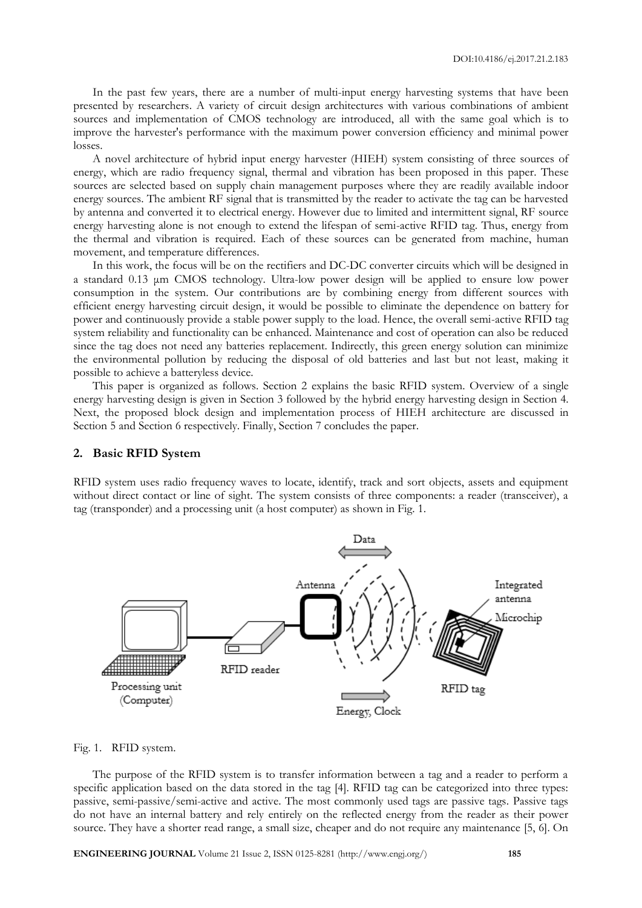In the past few years, there are a number of multi-input energy harvesting systems that have been presented by researchers. A variety of circuit design architectures with various combinations of ambient sources and implementation of CMOS technology are introduced, all with the same goal which is to improve the harvester's performance with the maximum power conversion efficiency and minimal power losses.

A novel architecture of hybrid input energy harvester (HIEH) system consisting of three sources of energy, which are radio frequency signal, thermal and vibration has been proposed in this paper. These sources are selected based on supply chain management purposes where they are readily available indoor energy sources. The ambient RF signal that is transmitted by the reader to activate the tag can be harvested by antenna and converted it to electrical energy. However due to limited and intermittent signal, RF source energy harvesting alone is not enough to extend the lifespan of semi-active RFID tag. Thus, energy from the thermal and vibration is required. Each of these sources can be generated from machine, human movement, and temperature differences.

In this work, the focus will be on the rectifiers and DC-DC converter circuits which will be designed in a standard 0.13 µm CMOS technology. Ultra-low power design will be applied to ensure low power consumption in the system. Our contributions are by combining energy from different sources with efficient energy harvesting circuit design, it would be possible to eliminate the dependence on battery for power and continuously provide a stable power supply to the load. Hence, the overall semi-active RFID tag system reliability and functionality can be enhanced. Maintenance and cost of operation can also be reduced since the tag does not need any batteries replacement. Indirectly, this green energy solution can minimize the environmental pollution by reducing the disposal of old batteries and last but not least, making it possible to achieve a batteryless device.

This paper is organized as follows. Section 2 explains the basic RFID system. Overview of a single energy harvesting design is given in Section 3 followed by the hybrid energy harvesting design in Section 4. Next, the proposed block design and implementation process of HIEH architecture are discussed in Section 5 and Section 6 respectively. Finally, Section 7 concludes the paper.

## 2. Basic RFID System

RFID system uses radio frequency waves to locate, identify, track and sort objects, assets and equipment without direct contact or line of sight. The system consists of three components: a reader (transceiver), a tag (transponder) and a processing unit (a host computer) as shown in Fig. 1.

Fig. 1. RFID system.

The purpose of the RFID system is to transfer information between a tag and a reader to perform a specific application based on the data stored in the tag [4]. RFID tag can be categorized into three types: passive, semi-passive/semi-active and active. The most commonly used tags are passive tags. Passive tags do not have an internal battery and rely entirely on the reflected energy from the reader as their power source. They have a shorter read range, a small size, cheaper and do not require any maintenance [5, 6]. On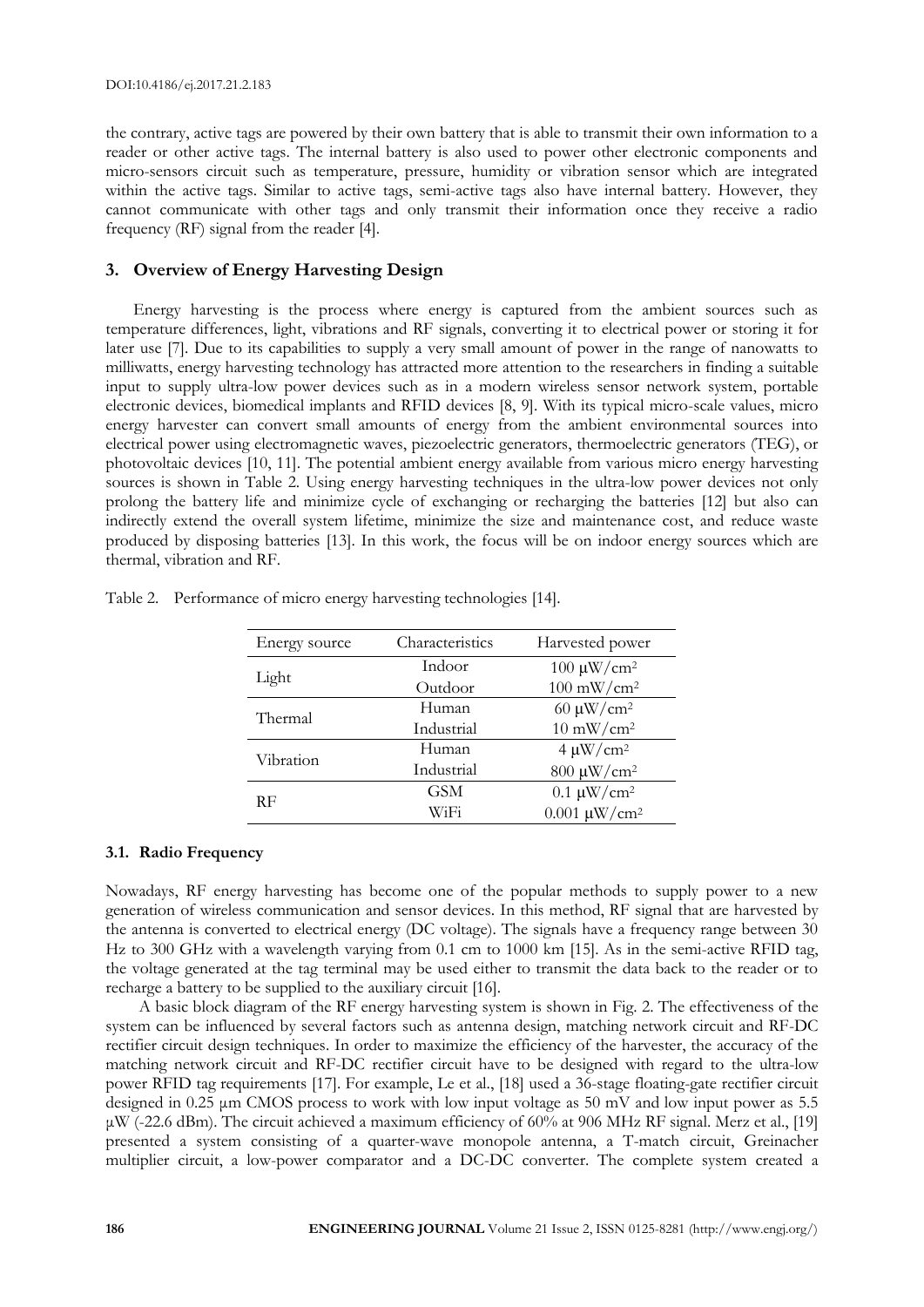the contrary, active tags are powered by their own battery that is able to transmit their own information to a reader or other active tags. The internal battery is also used to power other electronic components and micro-sensors circuit such as temperature, pressure, humidity or vibration sensor which are integrated within the active tags. Similar to active tags, semi-active tags also have internal battery. However, they cannot communicate with other tags and only transmit their information once they receive a radio frequency (RF) signal from the reader [4].

## 3. Overview of Energy Harvesting Design

Energy harvesting is the process where energy is captured from the ambient sources such as temperature differences, light, vibrations and RF signals, converting it to electrical power or storing it for later use [7]. Due to its capabilities to supply a very small amount of power in the range of nanowatts to milliwatts, energy harvesting technology has attracted more attention to the researchers in finding a suitable input to supply ultra-low power devices such as in a modern wireless sensor network system, portable electronic devices, biomedical implants and RFID devices [8, 9]. With its typical micro-scale values, micro energy harvester can convert small amounts of energy from the ambient environmental sources into electrical power using electromagnetic waves, piezoelectric generators, thermoelectric generators (TEG), or photovoltaic devices [10, 11]. The potential ambient energy available from various micro energy harvesting sources is shown in Table 2. Using energy harvesting techniques in the ultra-low power devices not only prolong the battery life and minimize cycle of exchanging or recharging the batteries [12] but also can indirectly extend the overall system lifetime, minimize the size and maintenance cost, and reduce waste produced by disposing batteries [13]. In this work, the focus will be on indoor energy sources which are thermal, vibration and RF.

Table 2. Performance of micro energy harvesting technologies [14].

| Energy source | Characteristics | Harvested power |
|---|---|---|
| Light | Indoor | 100 μW/cm$^2$ |
| | Outdoor | 100 mW/cm$^2$ |
| Thermal | Human | 60 μW/cm$^2$ |
| | Industrial | 10 mW/cm$^2$ |
| Vibration | Human | 4 μW/cm$^2$ |
| | Industrial | 800 μW/cm$^2$ |
| RF | GSM | 0.1 μW/cm$^2$ |
| | WiFi | 0.001 μW/cm$^2$ |

### 3.1. Radio Frequency

Nowadays, RF energy harvesting has become one of the popular methods to supply power to a new generation of wireless communication and sensor devices. In this method, RF signal that are harvested by the antenna is converted to electrical energy (DC voltage). The signals have a frequency range between 30 Hz to 300 GHz with a wavelength varying from 0.1 cm to 1000 km [15]. As in the semi-active RFID tag, the voltage generated at the tag terminal may be used either to transmit the data back to the reader or to recharge a battery to be supplied to the auxiliary circuit [16].

A basic block diagram of the RF energy harvesting system is shown in Fig. 2. The effectiveness of the system can be influenced by several factors such as antenna design, matching network circuit and RF-DC rectifier circuit design techniques. In order to maximize the efficiency of the harvester, the accuracy of the matching network circuit and RF-DC rectifier circuit have to be designed with regard to the ultra-low power RFID tag requirements [17]. For example, Le et al., [18] used a 36-stage floating-gate rectifier circuit designed in 0.25 μm CMOS process to work with low input voltage as 50 mV and low input power as 5.5 μW (-22.6 dBm). The circuit achieved a maximum efficiency of 60% at 906 MHz RF signal. Merz et al., [19] presented a system consisting of a quarter-wave monopole antenna, a T-match circuit, Greinacher multiplier circuit, a low-power comparator and a DC-DC converter. The complete system created a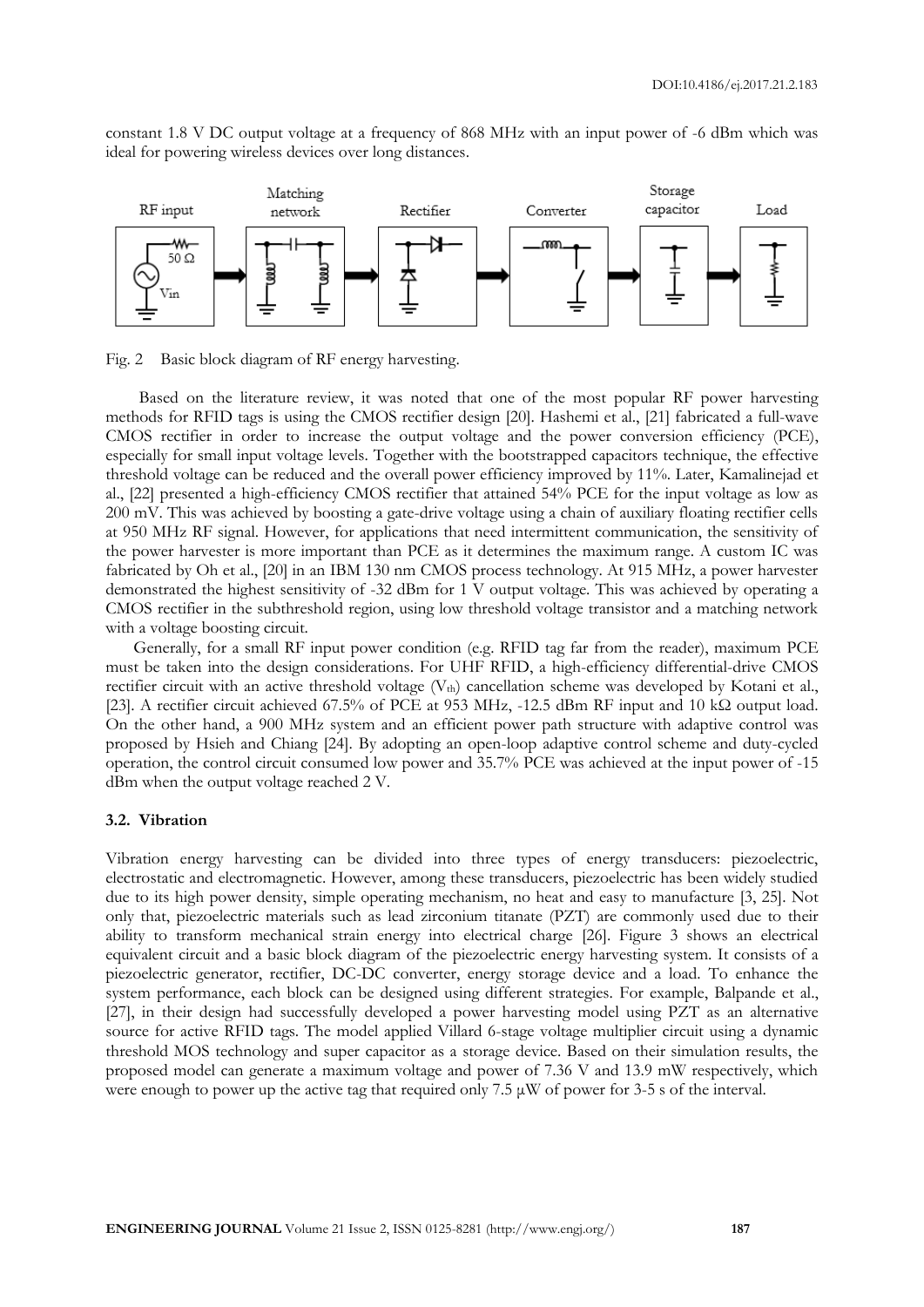constant 1.8 V DC output voltage at a frequency of 868 MHz with an input power of -6 dBm which was ideal for powering wireless devices over long distances.

Fig. 2 Basic block diagram of RF energy harvesting.

Based on the literature review, it was noted that one of the most popular RF power harvesting methods for RFID tags is using the CMOS rectifier design [20]. Hashemi et al., [21] fabricated a full-wave CMOS rectifier in order to increase the output voltage and the power conversion efficiency (PCE), especially for small input voltage levels. Together with the bootstrapped capacitors technique, the effective threshold voltage can be reduced and the overall power efficiency improved by 11%. Later, Kamalinejad et al., [22] presented a high-efficiency CMOS rectifier that attained 54% PCE for the input voltage as low as 200 mV. This was achieved by boosting a gate-drive voltage using a chain of auxiliary floating rectifier cells at 950 MHz RF signal. However, for applications that need intermittent communication, the sensitivity of the power harvester is more important than PCE as it determines the maximum range. A custom IC was fabricated by Oh et al., [20] in an IBM 130 nm CMOS process technology. At 915 MHz, a power harvester demonstrated the highest sensitivity of -32 dBm for 1 V output voltage. This was achieved by operating a CMOS rectifier in the subthreshold region, using low threshold voltage transistor and a matching network with a voltage boosting circuit.

Generally, for a small RF input power condition (e.g. RFID tag far from the reader), maximum PCE must be taken into the design considerations. For UHF RFID, a high-efficiency differential-drive CMOS rectifier circuit with an active threshold voltage ($V_{th}$) cancellation scheme was developed by Kotani et al., [23]. A rectifier circuit achieved 67.5% of PCE at 953 MHz, -12.5 dBm RF input and 10 kΩ output load. On the other hand, a 900 MHz system and an efficient power path structure with adaptive control was proposed by Hsieh and Chiang [24]. By adopting an open-loop adaptive control scheme and duty-cycled operation, the control circuit consumed low power and 35.7% PCE was achieved at the input power of -15 dBm when the output voltage reached 2 V.

### 3.2. Vibration

Vibration energy harvesting can be divided into three types of energy transducers: piezoelectric, electrostatic and electromagnetic. However, among these transducers, piezoelectric has been widely studied due to its high power density, simple operating mechanism, no heat and easy to manufacture [3, 25]. Not only that, piezoelectric materials such as lead zirconium titanate (PZT) are commonly used due to their ability to transform mechanical strain energy into electrical charge [26]. Figure 3 shows an electrical equivalent circuit and a basic block diagram of the piezoelectric energy harvesting system. It consists of a piezoelectric generator, rectifier, DC-DC converter, energy storage device and a load. To enhance the system performance, each block can be designed using different strategies. For example, Balpande et al., [27], in their design had successfully developed a power harvesting model using PZT as an alternative source for active RFID tags. The model applied Villard 6-stage voltage multiplier circuit using a dynamic threshold MOS technology and super capacitor as a storage device. Based on their simulation results, the proposed model can generate a maximum voltage and power of 7.36 V and 13.9 mW respectively, which were enough to power up the active tag that required only 7.5 μW of power for 3-5 s of the interval.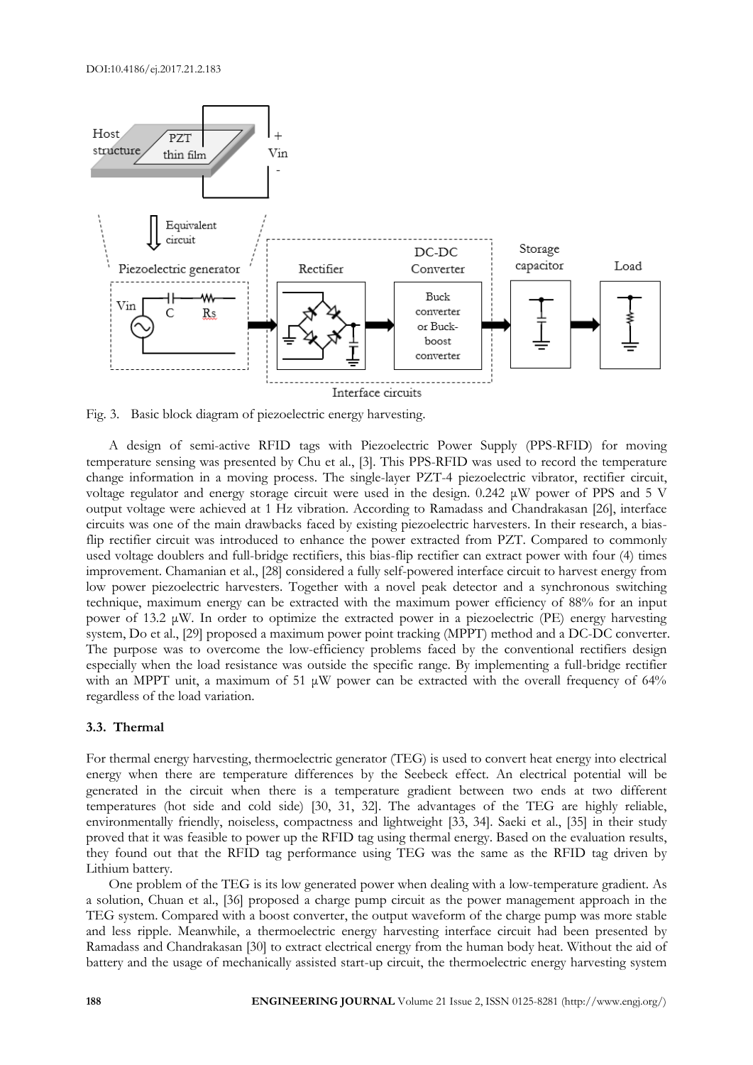Fig. 3. Basic block diagram of piezoelectric energy harvesting.

A design of semi-active RFID tags with Piezoelectric Power Supply (PPS-RFID) for moving temperature sensing was presented by Chu et al., [3]. This PPS-RFID was used to record the temperature change information in a moving process. The single-layer PZT-4 piezoelectric vibrator, rectifier circuit, voltage regulator and energy storage circuit were used in the design. 0.242 μW power of PPS and 5 V output voltage were achieved at 1 Hz vibration. According to Ramadass and Chandrakasan [26], interface circuits was one of the main drawbacks faced by existing piezoelectric harvesters. In their research, a bias-flip rectifier circuit was introduced to enhance the power extracted from PZT. Compared to commonly used voltage doublers and full-bridge rectifiers, this bias-flip rectifier can extract power with four (4) times improvement. Chamanian et al., [28] considered a fully self-powered interface circuit to harvest energy from low power piezoelectric harvesters. Together with a novel peak detector and a synchronous switching technique, maximum energy can be extracted with the maximum power efficiency of 88% for an input power of 13.2 μW. In order to optimize the extracted power in a piezoelectric (PE) energy harvesting system, Do et al., [29] proposed a maximum power point tracking (MPPT) method and a DC-DC converter. The purpose was to overcome the low-efficiency problems faced by the conventional rectifiers design especially when the load resistance was outside the specific range. By implementing a full-bridge rectifier with an MPPT unit, a maximum of 51 μW power can be extracted with the overall frequency of 64% regardless of the load variation.

### 3.3. Thermal

For thermal energy harvesting, thermoelectric generator (TEG) is used to convert heat energy into electrical energy when there are temperature differences by the Seebeck effect. An electrical potential will be generated in the circuit when there is a temperature gradient between two ends at two different temperatures (hot side and cold side) [30, 31, 32]. The advantages of the TEG are highly reliable, environmentally friendly, noiseless, compactness and lightweight [33, 34]. Saeki et al., [35] in their study proved that it was feasible to power up the RFID tag using thermal energy. Based on the evaluation results, they found out that the RFID tag performance using TEG was the same as the RFID tag driven by Lithium battery.

One problem of the TEG is its low generated power when dealing with a low-temperature gradient. As a solution, Chuan et al., [36] proposed a charge pump circuit as the power management approach in the TEG system. Compared with a boost converter, the output waveform of the charge pump was more stable and less ripple. Meanwhile, a thermoelectric energy harvesting interface circuit had been presented by Ramadass and Chandrakasan [30] to extract electrical energy from the human body heat. Without the aid of battery and the usage of mechanically assisted start-up circuit, the thermoelectric energy harvesting system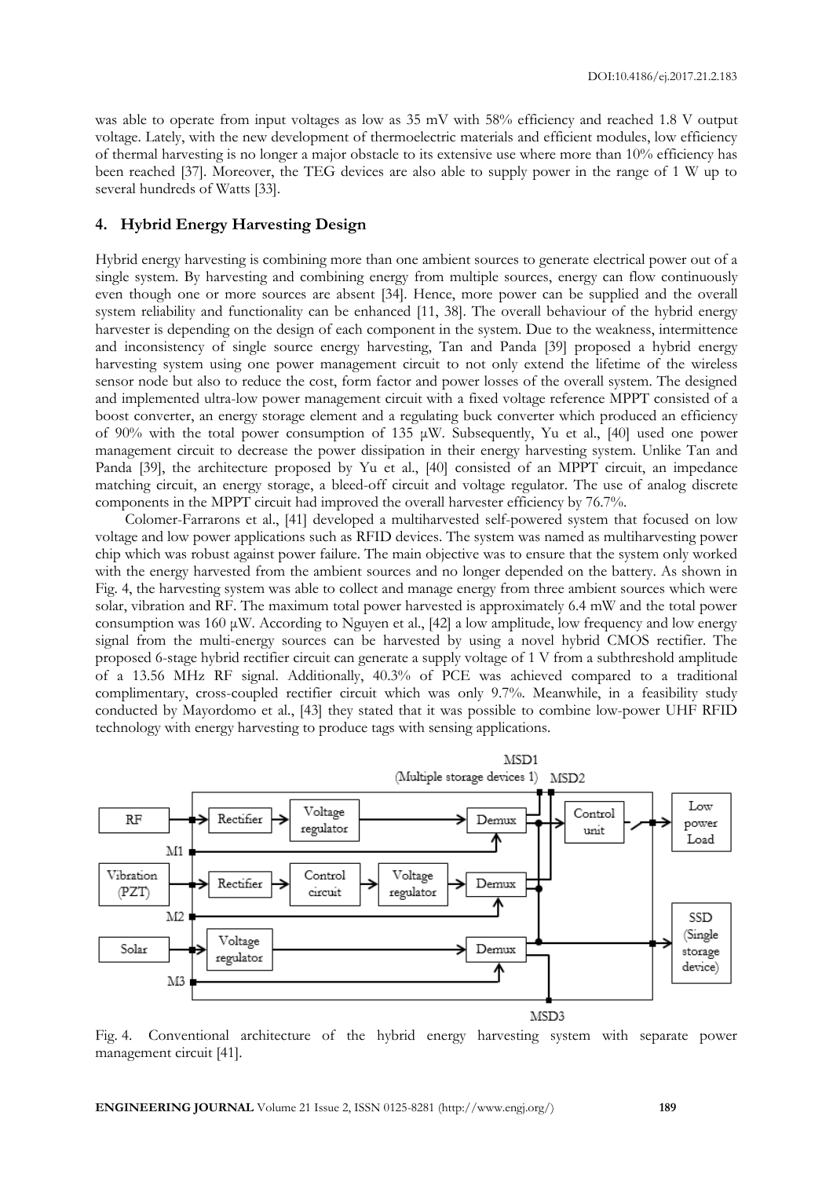was able to operate from input voltages as low as 35 mV with 58% efficiency and reached 1.8 V output voltage. Lately, with the new development of thermoelectric materials and efficient modules, low efficiency of thermal harvesting is no longer a major obstacle to its extensive use where more than 10% efficiency has been reached [37]. Moreover, the TEG devices are also able to supply power in the range of 1 W up to several hundreds of Watts [33].

## 4. Hybrid Energy Harvesting Design

Hybrid energy harvesting is combining more than one ambient sources to generate electrical power out of a single system. By harvesting and combining energy from multiple sources, energy can flow continuously even though one or more sources are absent [34]. Hence, more power can be supplied and the overall system reliability and functionality can be enhanced [11, 38]. The overall behaviour of the hybrid energy harvester is depending on the design of each component in the system. Due to the weakness, intermittence and inconsistency of single source energy harvesting, Tan and Panda [39] proposed a hybrid energy harvesting system using one power management circuit to not only extend the lifetime of the wireless sensor node but also to reduce the cost, form factor and power losses of the overall system. The designed and implemented ultra-low power management circuit with a fixed voltage reference MPPT consisted of a boost converter, an energy storage element and a regulating buck converter which produced an efficiency of 90% with the total power consumption of 135 μW. Subsequently, Yu et al., [40] used one power management circuit to decrease the power dissipation in their energy harvesting system. Unlike Tan and Panda [39], the architecture proposed by Yu et al., [40] consisted of an MPPT circuit, an impedance matching circuit, an energy storage, a bleed-off circuit and voltage regulator. The use of analog discrete components in the MPPT circuit had improved the overall harvester efficiency by 76.7%.

Colomer-Farrarons et al., [41] developed a multiharvested self-powered system that focused on low voltage and low power applications such as RFID devices. The system was named as multiharvesting power chip which was robust against power failure. The main objective was to ensure that the system only worked with the energy harvested from the ambient sources and no longer depended on the battery. As shown in Fig. 4, the harvesting system was able to collect and manage energy from three ambient sources which were solar, vibration and RF. The maximum total power harvested is approximately 6.4 mW and the total power consumption was 160 μW. According to Nguyen et al., [42] a low amplitude, low frequency and low energy signal from the multi-energy sources can be harvested by using a novel hybrid CMOS rectifier. The proposed 6-stage hybrid rectifier circuit can generate a supply voltage of 1 V from a subthreshold amplitude of a 13.56 MHz RF signal. Additionally, 40.3% of PCE was achieved compared to a traditional complimentary, cross-coupled rectifier circuit which was only 9.7%. Meanwhile, in a feasibility study conducted by Mayordomo et al., [43] they stated that it was possible to combine low-power UHF RFID technology with energy harvesting to produce tags with sensing applications.

Fig. 4. Conventional architecture of the hybrid energy harvesting system with separate power management circuit [41].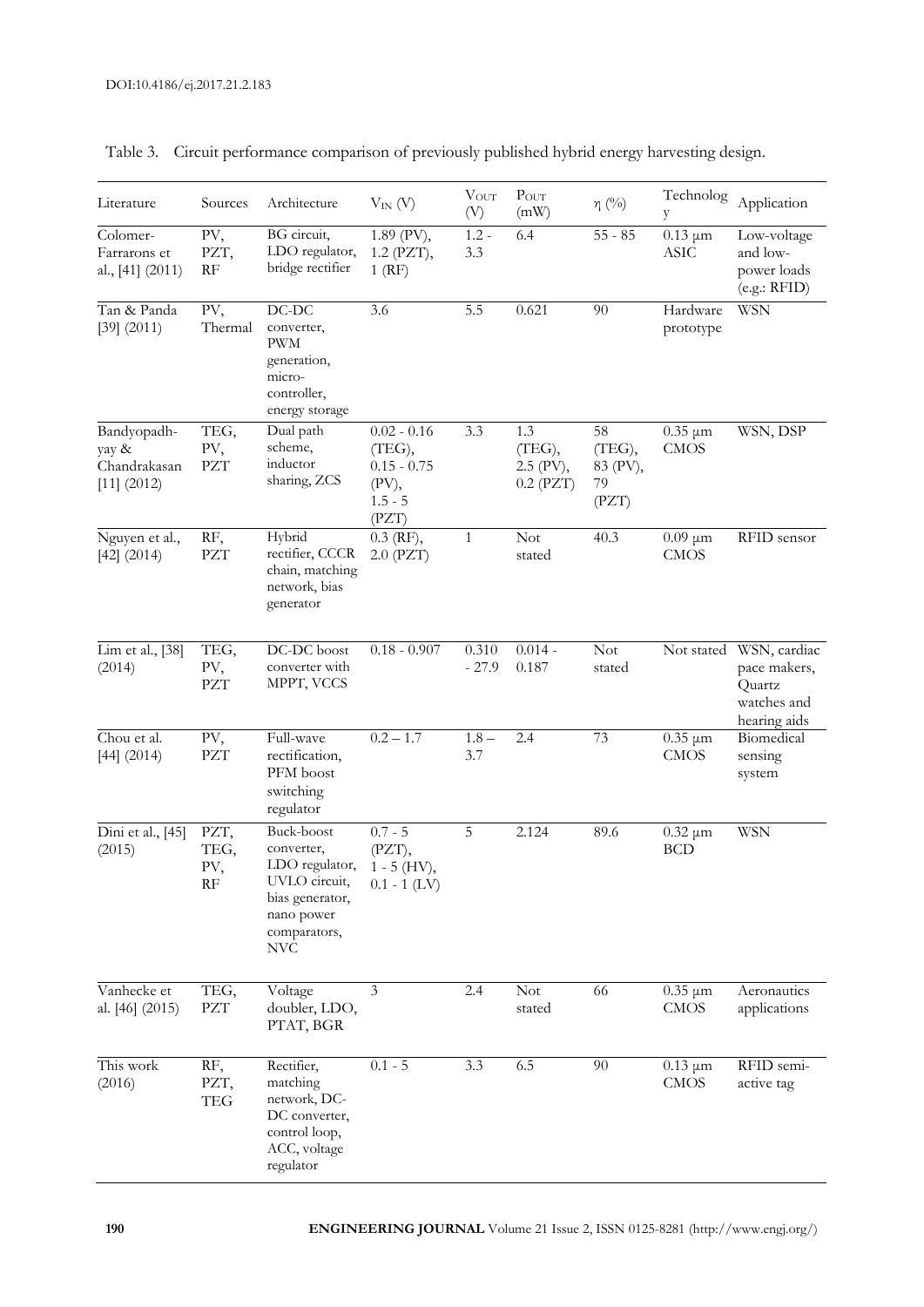Table 3. Circuit performance comparison of previously published hybrid energy harvesting design.

| Literature | Sources | Architecture | $V_{IN}$ (V) | $V_{OUT}$ (V) | $P_{OUT}$ (mW) | $\eta$ (%) | Technology | Application |
|---|---|---|---|---|---|---|---|---|
| Colomer-Farrarons et al., [41] (2011) | PV, PZT, RF | BG circuit, LDO regulator, bridge rectifier | 1.89 (PV), 1.2 (PZT), 1 (RF) | 1.2 - 3.3 | 6.4 | 55 - 85 | 0.13 µm ASIC | Low-voltage and low-power loads (e.g.: RFID) |
| Tan & Panda [39] (2011) | PV, Thermal | DC-DC converter, PWM generation, micro-controller, energy storage | 3.6 | 5.5 | 0.621 | 90 | Hardware prototype | WSN |
| Bandyopadhyay & Chandrakasan [11] (2012) | TEG, PV, PZT | Dual path scheme, inductor sharing, ZCS | 0.02 - 0.16 (TEG), 0.15 - 0.75 (PV), 1.5 - 5 (PZT) | 3.3 | 1.3 (TEG), 2.5 (PV), 0.2 (PZT) | 58 (TEG), 83 (PV), 79 (PZT) | 0.35 µm CMOS | WSN, DSP |
| Nguyen et al., [42] (2014) | RF, PZT | Hybrid rectifier, CCCR chain, matching network, bias generator | 0.3 (RF), 2.0 (PZT) | 1 | Not stated | 40.3 | 0.09 µm CMOS | RFID sensor |
| Lim et al., [38] (2014) | TEG, PV, PZT | DC-DC boost converter with MPPT, VCCS | 0.18 - 0.907 | 0.310 - 27.9 | 0.014 - 0.187 | Not stated | Not stated | WSN, cardiac pace makers, Quartz watches and hearing aids |
| Chou et al. [44] (2014) | PV, PZT | Full-wave rectification, PFM boost switching regulator | 0.2 – 1.7 | 1.8 – 3.7 | 2.4 | 73 | 0.35 µm CMOS | Biomedical sensing system |
| Dini et al., [45] (2015) | PZT, TEG, PV, RF | Buck-boost converter, LDO regulator, UVLO circuit, bias generator, nano power comparators, NVC | 0.7 - 5 (PZT), 1 - 5 (HV), 0.1 - 1 (LV) | 5 | 2.124 | 89.6 | 0.32 µm BCD | WSN |
| Vanhecke et al. [46] (2015) | TEG, PZT | Voltage doubler, LDO, PTAT, BGR | 3 | 2.4 | Not stated | 66 | 0.35 µm CMOS | Aeronautics applications |
| This work (2016) | RF, PZT, TEG | Rectifier, matching network, DC-DC converter, control loop, ACC, voltage regulator | 0.1 - 5 | 3.3 | 6.5 | 90 | 0.13 µm CMOS | RFID semi-active tag |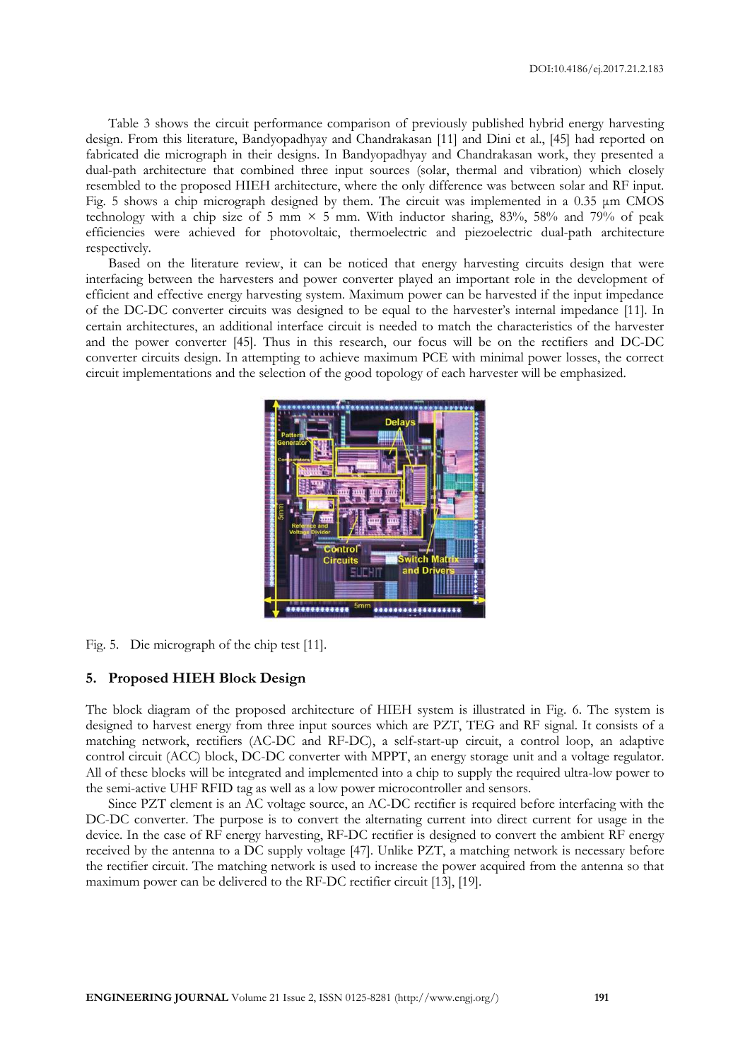Table 3 shows the circuit performance comparison of previously published hybrid energy harvesting design. From this literature, Bandyopadhyay and Chandrakasan [11] and Dini et al., [45] had reported on fabricated die micrograph in their designs. In Bandyopadhyay and Chandrakasan work, they presented a dual-path architecture that combined three input sources (solar, thermal and vibration) which closely resembled to the proposed HIEH architecture, where the only difference was between solar and RF input. Fig. 5 shows a chip micrograph designed by them. The circuit was implemented in a 0.35 μm CMOS technology with a chip size of 5 mm × 5 mm. With inductor sharing, 83%, 58% and 79% of peak efficiencies were achieved for photovoltaic, thermoelectric and piezoelectric dual-path architecture respectively.

Based on the literature review, it can be noticed that energy harvesting circuits design that were interfacing between the harvesters and power converter played an important role in the development of efficient and effective energy harvesting system. Maximum power can be harvested if the input impedance of the DC-DC converter circuits was designed to be equal to the harvester's internal impedance [11]. In certain architectures, an additional interface circuit is needed to match the characteristics of the harvester and the power converter [45]. Thus in this research, our focus will be on the rectifiers and DC-DC converter circuits design. In attempting to achieve maximum PCE with minimal power losses, the correct circuit implementations and the selection of the good topology of each harvester will be emphasized.

Fig. 5. Die micrograph of the chip test [11].

## 5. Proposed HIEH Block Design

The block diagram of the proposed architecture of HIEH system is illustrated in Fig. 6. The system is designed to harvest energy from three input sources which are PZT, TEG and RF signal. It consists of a matching network, rectifiers (AC-DC and RF-DC), a self-start-up circuit, a control loop, an adaptive control circuit (ACC) block, DC-DC converter with MPPT, an energy storage unit and a voltage regulator. All of these blocks will be integrated and implemented into a chip to supply the required ultra-low power to the semi-active UHF RFID tag as well as a low power microcontroller and sensors.

Since PZT element is an AC voltage source, an AC-DC rectifier is required before interfacing with the DC-DC converter. The purpose is to convert the alternating current into direct current for usage in the device. In the case of RF energy harvesting, RF-DC rectifier is designed to convert the ambient RF energy received by the antenna to a DC supply voltage [47]. Unlike PZT, a matching network is necessary before the rectifier circuit. The matching network is used to increase the power acquired from the antenna so that maximum power can be delivered to the RF-DC rectifier circuit [13], [19].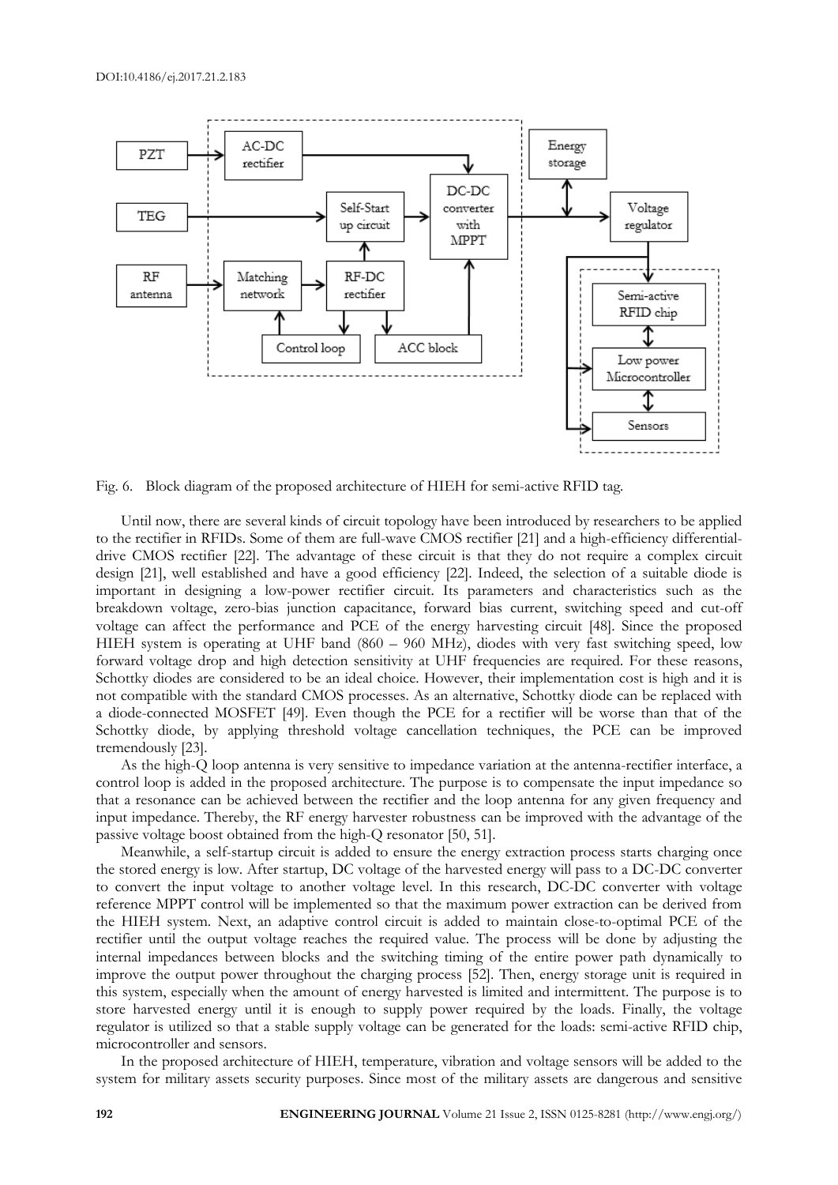Fig. 6. Block diagram of the proposed architecture of HIEH for semi-active RFID tag.

Until now, there are several kinds of circuit topology have been introduced by researchers to be applied to the rectifier in RFIDs. Some of them are full-wave CMOS rectifier [21] and a high-efficiency differential-drive CMOS rectifier [22]. The advantage of these circuit is that they do not require a complex circuit design [21], well established and have a good efficiency [22]. Indeed, the selection of a suitable diode is important in designing a low-power rectifier circuit. Its parameters and characteristics such as the breakdown voltage, zero-bias junction capacitance, forward bias current, switching speed and cut-off voltage can affect the performance and PCE of the energy harvesting circuit [48]. Since the proposed HIEH system is operating at UHF band (860 – 960 MHz), diodes with very fast switching speed, low forward voltage drop and high detection sensitivity at UHF frequencies are required. For these reasons, Schottky diodes are considered to be an ideal choice. However, their implementation cost is high and it is not compatible with the standard CMOS processes. As an alternative, Schottky diode can be replaced with a diode-connected MOSFET [49]. Even though the PCE for a rectifier will be worse than that of the Schottky diode, by applying threshold voltage cancellation techniques, the PCE can be improved tremendously [23].

As the high-Q loop antenna is very sensitive to impedance variation at the antenna-rectifier interface, a control loop is added in the proposed architecture. The purpose is to compensate the input impedance so that a resonance can be achieved between the rectifier and the loop antenna for any given frequency and input impedance. Thereby, the RF energy harvester robustness can be improved with the advantage of the passive voltage boost obtained from the high-Q resonator [50, 51].

Meanwhile, a self-startup circuit is added to ensure the energy extraction process starts charging once the stored energy is low. After startup, DC voltage of the harvested energy will pass to a DC-DC converter to convert the input voltage to another voltage level. In this research, DC-DC converter with voltage reference MPPT control will be implemented so that the maximum power extraction can be derived from the HIEH system. Next, an adaptive control circuit is added to maintain close-to-optimal PCE of the rectifier until the output voltage reaches the required value. The process will be done by adjusting the internal impedances between blocks and the switching timing of the entire power path dynamically to improve the output power throughout the charging process [52]. Then, energy storage unit is required in this system, especially when the amount of energy harvested is limited and intermittent. The purpose is to store harvested energy until it is enough to supply power required by the loads. Finally, the voltage regulator is utilized so that a stable supply voltage can be generated for the loads: semi-active RFID chip, microcontroller and sensors.

In the proposed architecture of HIEH, temperature, vibration and voltage sensors will be added to the system for military assets security purposes. Since most of the military assets are dangerous and sensitive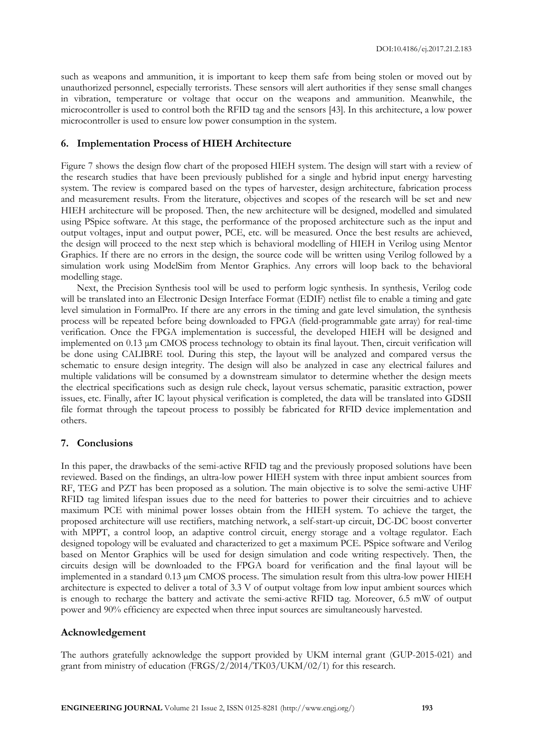such as weapons and ammunition, it is important to keep them safe from being stolen or moved out by unauthorized personnel, especially terrorists. These sensors will alert authorities if they sense small changes in vibration, temperature or voltage that occur on the weapons and ammunition. Meanwhile, the microcontroller is used to control both the RFID tag and the sensors [43]. In this architecture, a low power microcontroller is used to ensure low power consumption in the system.

## 6. Implementation Process of HIEH Architecture

Figure 7 shows the design flow chart of the proposed HIEH system. The design will start with a review of the research studies that have been previously published for a single and hybrid input energy harvesting system. The review is compared based on the types of harvester, design architecture, fabrication process and measurement results. From the literature, objectives and scopes of the research will be set and new HIEH architecture will be proposed. Then, the new architecture will be designed, modelled and simulated using PSpice software. At this stage, the performance of the proposed architecture such as the input and output voltages, input and output power, PCE, etc. will be measured. Once the best results are achieved, the design will proceed to the next step which is behavioral modelling of HIEH in Verilog using Mentor Graphics. If there are no errors in the design, the source code will be written using Verilog followed by a simulation work using ModelSim from Mentor Graphics. Any errors will loop back to the behavioral modelling stage.

Next, the Precision Synthesis tool will be used to perform logic synthesis. In synthesis, Verilog code will be translated into an Electronic Design Interface Format (EDIF) netlist file to enable a timing and gate level simulation in FormalPro. If there are any errors in the timing and gate level simulation, the synthesis process will be repeated before being downloaded to FPGA (field-programmable gate array) for real-time verification. Once the FPGA implementation is successful, the developed HIEH will be designed and implemented on 0.13 μm CMOS process technology to obtain its final layout. Then, circuit verification will be done using CALIBRE tool. During this step, the layout will be analyzed and compared versus the schematic to ensure design integrity. The design will also be analyzed in case any electrical failures and multiple validations will be consumed by a downstream simulator to determine whether the design meets the electrical specifications such as design rule check, layout versus schematic, parasitic extraction, power issues, etc. Finally, after IC layout physical verification is completed, the data will be translated into GDSII file format through the tapeout process to possibly be fabricated for RFID device implementation and others.

## 7. Conclusions

In this paper, the drawbacks of the semi-active RFID tag and the previously proposed solutions have been reviewed. Based on the findings, an ultra-low power HIEH system with three input ambient sources from RF, TEG and PZT has been proposed as a solution. The main objective is to solve the semi-active UHF RFID tag limited lifespan issues due to the need for batteries to power their circuitries and to achieve maximum PCE with minimal power losses obtain from the HIEH system. To achieve the target, the proposed architecture will use rectifiers, matching network, a self-start-up circuit, DC-DC boost converter with MPPT, a control loop, an adaptive control circuit, energy storage and a voltage regulator. Each designed topology will be evaluated and characterized to get a maximum PCE. PSpice software and Verilog based on Mentor Graphics will be used for design simulation and code writing respectively. Then, the circuits design will be downloaded to the FPGA board for verification and the final layout will be implemented in a standard 0.13 μm CMOS process. The simulation result from this ultra-low power HIEH architecture is expected to deliver a total of 3.3 V of output voltage from low input ambient sources which is enough to recharge the battery and activate the semi-active RFID tag. Moreover, 6.5 mW of output power and 90% efficiency are expected when three input sources are simultaneously harvested.

## Acknowledgement

The authors gratefully acknowledge the support provided by UKM internal grant (GUP-2015-021) and grant from ministry of education (FRGS/2/2014/TK03/UKM/02/1) for this research.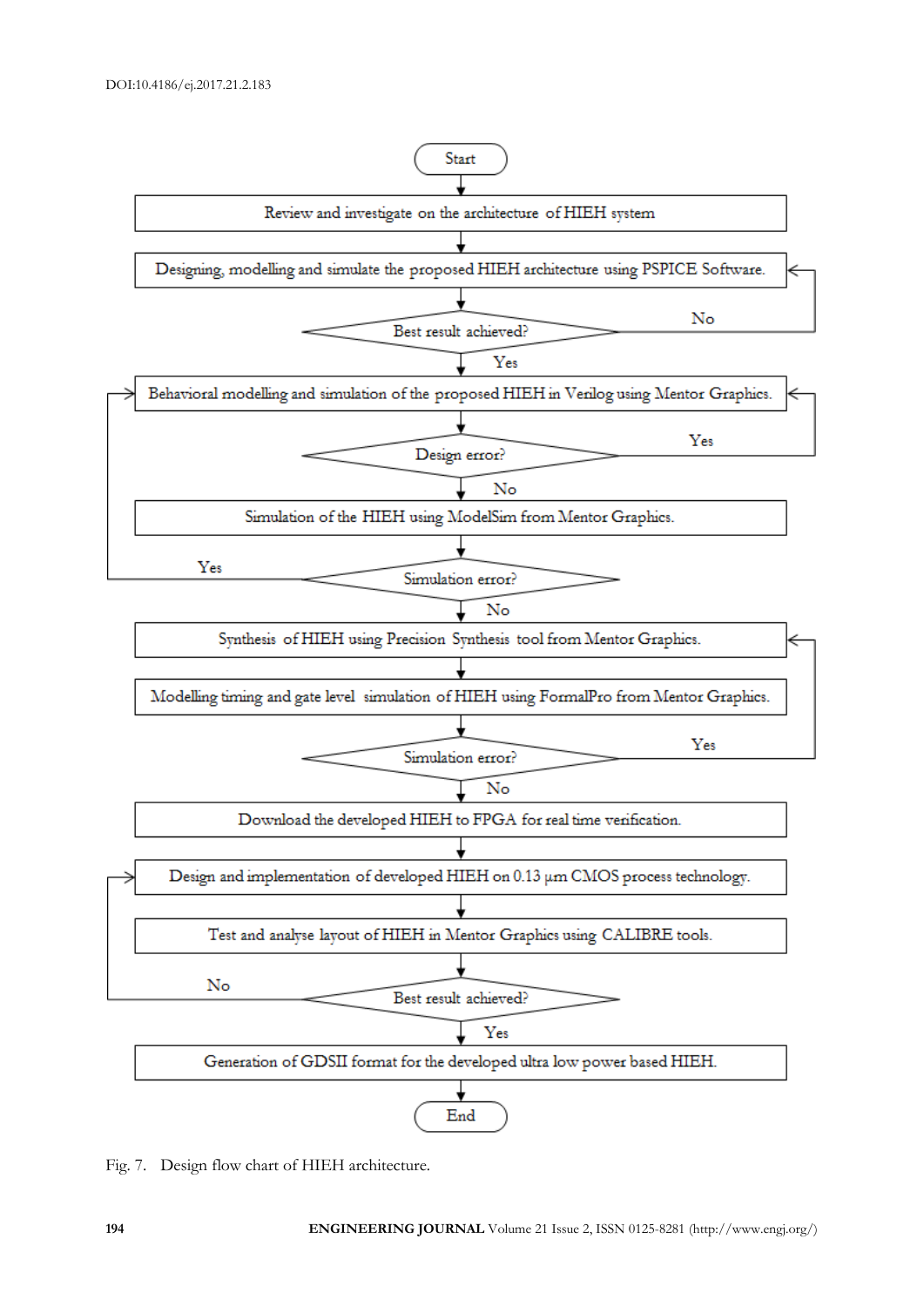Start

Review and investigate on the architecture of HIEH system

Designing, modelling and simulate the proposed HIEH architecture using PSPICE Software.

Best result achieved? (No → return to design step; Yes → continue)

Behavioral modelling and simulation of the proposed HIEH in Verilog using Mentor Graphics.

Design error? (Yes → return to behavioral modelling; No → continue)

Simulation of the HIEH using ModelSim from Mentor Graphics.

Simulation error? (Yes → return to behavioral modelling; No → continue)

Synthesis of HIEH using Precision Synthesis tool from Mentor Graphics.

Modelling timing and gate level simulation of HIEH using FormalPro from Mentor Graphics.

Simulation error? (Yes → return to synthesis; No → continue)

Download the developed HIEH to FPGA for real time verification.

Design and implementation of developed HIEH on 0.13 μm CMOS process technology.

Test and analyse layout of HIEH in Mentor Graphics using CALIBRE tools.

Best result achieved? (No → return to design and implementation; Yes → continue)

Generation of GDSII format for the developed ultra low power based HIEH.

End

Fig. 7. Design flow chart of HIEH architecture.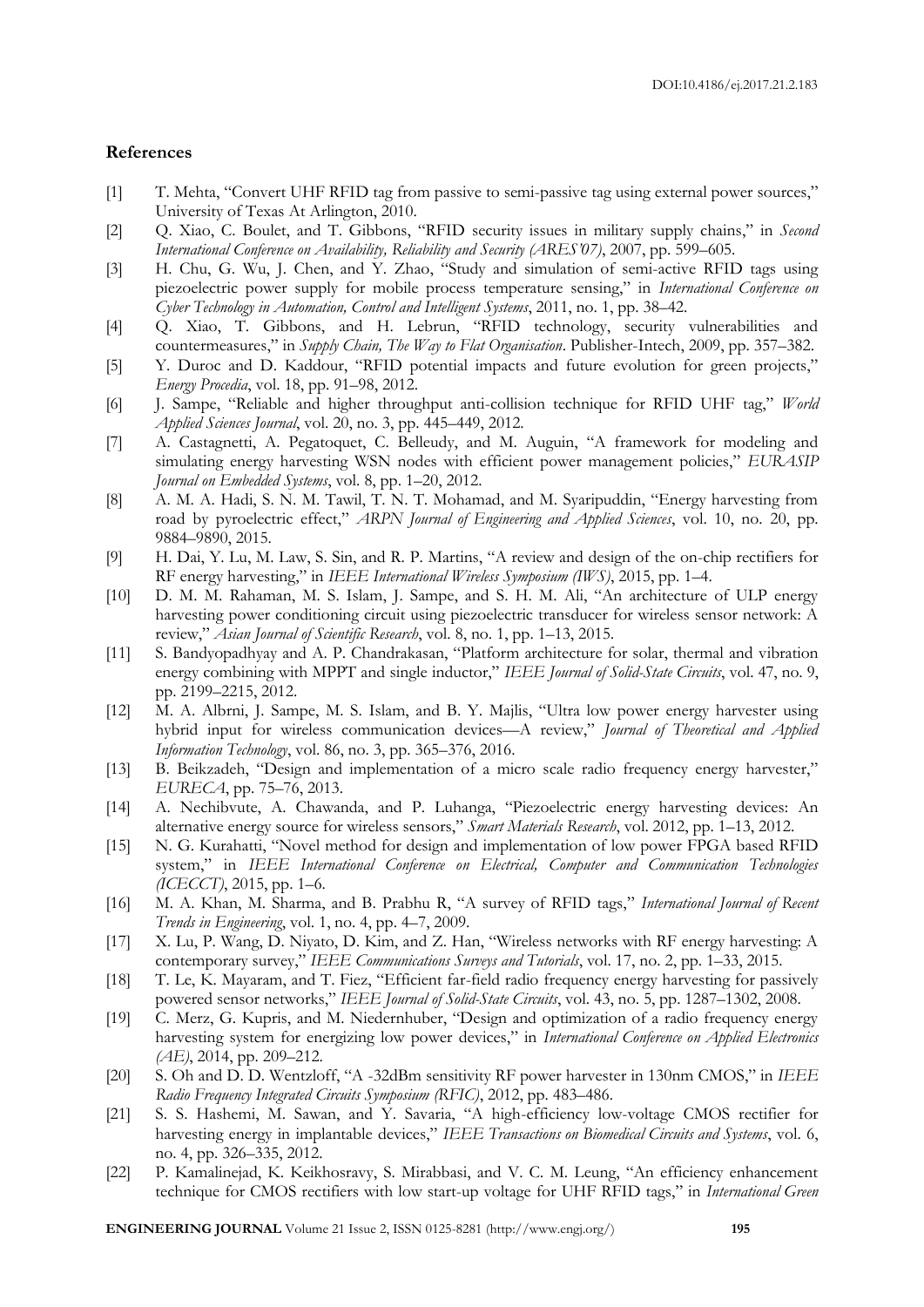## References

[1] T. Mehta, "Convert UHF RFID tag from passive to semi-passive tag using external power sources," University of Texas At Arlington, 2010.

[2] Q. Xiao, C. Boulet, and T. Gibbons, "RFID security issues in military supply chains," in *Second International Conference on Availability, Reliability and Security (ARES'07)*, 2007, pp. 599–605.

[3] H. Chu, G. Wu, J. Chen, and Y. Zhao, "Study and simulation of semi-active RFID tags using piezoelectric power supply for mobile process temperature sensing," in *International Conference on Cyber Technology in Automation, Control and Intelligent Systems*, 2011, no. 1, pp. 38–42.

[4] Q. Xiao, T. Gibbons, and H. Lebrun, "RFID technology, security vulnerabilities and countermeasures," in *Supply Chain, The Way to Flat Organisation*. Publisher-Intech, 2009, pp. 357–382.

[5] Y. Duroc and D. Kaddour, "RFID potential impacts and future evolution for green projects," *Energy Procedia*, vol. 18, pp. 91–98, 2012.

[6] J. Sampe, "Reliable and higher throughput anti-collision technique for RFID UHF tag," *World Applied Sciences Journal*, vol. 20, no. 3, pp. 445–449, 2012.

[7] A. Castagnetti, A. Pegatoquet, C. Belleudy, and M. Auguin, "A framework for modeling and simulating energy harvesting WSN nodes with efficient power management policies," *EURASIP Journal on Embedded Systems*, vol. 8, pp. 1–20, 2012.

[8] A. M. A. Hadi, S. N. M. Tawil, T. N. T. Mohamad, and M. Syaripuddin, "Energy harvesting from road by pyroelectric effect," *ARPN Journal of Engineering and Applied Sciences*, vol. 10, no. 20, pp. 9884–9890, 2015.

[9] H. Dai, Y. Lu, M. Law, S. Sin, and R. P. Martins, "A review and design of the on-chip rectifiers for RF energy harvesting," in *IEEE International Wireless Symposium (IWS)*, 2015, pp. 1–4.

[10] D. M. M. Rahaman, M. S. Islam, J. Sampe, and S. H. M. Ali, "An architecture of ULP energy harvesting power conditioning circuit using piezoelectric transducer for wireless sensor network: A review," *Asian Journal of Scientific Research*, vol. 8, no. 1, pp. 1–13, 2015.

[11] S. Bandyopadhyay and A. P. Chandrakasan, "Platform architecture for solar, thermal and vibration energy combining with MPPT and single inductor," *IEEE Journal of Solid-State Circuits*, vol. 47, no. 9, pp. 2199–2215, 2012.

[12] M. A. Albrni, J. Sampe, M. S. Islam, and B. Y. Majlis, "Ultra low power energy harvester using hybrid input for wireless communication devices—A review," *Journal of Theoretical and Applied Information Technology*, vol. 86, no. 3, pp. 365–376, 2016.

[13] B. Beikzadeh, "Design and implementation of a micro scale radio frequency energy harvester," *EURECA*, pp. 75–76, 2013.

[14] A. Nechibvute, A. Chawanda, and P. Luhanga, "Piezoelectric energy harvesting devices: An alternative energy source for wireless sensors," *Smart Materials Research*, vol. 2012, pp. 1–13, 2012.

[15] N. G. Kurahatti, "Novel method for design and implementation of low power FPGA based RFID system," in *IEEE International Conference on Electrical, Computer and Communication Technologies (ICECCT)*, 2015, pp. 1–6.

[16] M. A. Khan, M. Sharma, and B. Prabhu R, "A survey of RFID tags," *International Journal of Recent Trends in Engineering*, vol. 1, no. 4, pp. 4–7, 2009.

[17] X. Lu, P. Wang, D. Niyato, D. Kim, and Z. Han, "Wireless networks with RF energy harvesting: A contemporary survey," *IEEE Communications Surveys and Tutorials*, vol. 17, no. 2, pp. 1–33, 2015.

[18] T. Le, K. Mayaram, and T. Fiez, "Efficient far-field radio frequency energy harvesting for passively powered sensor networks," *IEEE Journal of Solid-State Circuits*, vol. 43, no. 5, pp. 1287–1302, 2008.

[19] C. Merz, G. Kupris, and M. Niedernhuber, "Design and optimization of a radio frequency energy harvesting system for energizing low power devices," in *International Conference on Applied Electronics (AE)*, 2014, pp. 209–212.

[20] S. Oh and D. D. Wentzloff, "A -32dBm sensitivity RF power harvester in 130nm CMOS," in *IEEE Radio Frequency Integrated Circuits Symposium (RFIC)*, 2012, pp. 483–486.

[21] S. S. Hashemi, M. Sawan, and Y. Savaria, "A high-efficiency low-voltage CMOS rectifier for harvesting energy in implantable devices," *IEEE Transactions on Biomedical Circuits and Systems*, vol. 6, no. 4, pp. 326–335, 2012.

[22] P. Kamalinejad, K. Keikhosravy, S. Mirabbasi, and V. C. M. Leung, "An efficiency enhancement technique for CMOS rectifiers with low start-up voltage for UHF RFID tags," in *International Green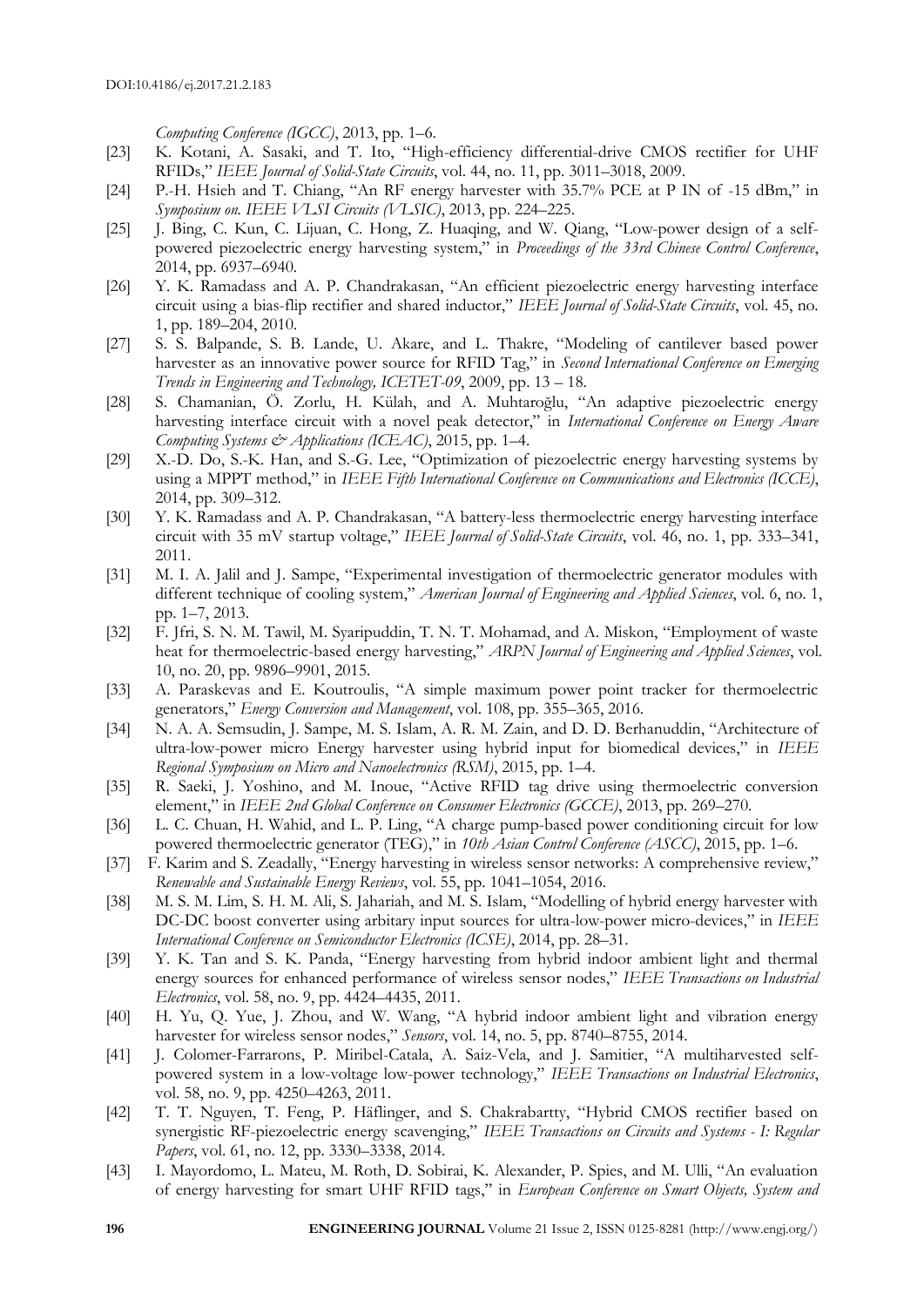*Computing Conference (IGCC)*, 2013, pp. 1–6.

[23] K. Kotani, A. Sasaki, and T. Ito, "High-efficiency differential-drive CMOS rectifier for UHF RFIDs," *IEEE Journal of Solid-State Circuits*, vol. 44, no. 11, pp. 3011–3018, 2009.

[24] P.-H. Hsieh and T. Chiang, "An RF energy harvester with 35.7% PCE at P IN of -15 dBm," in *Symposium on. IEEE VLSI Circuits (VLSIC)*, 2013, pp. 224–225.

[25] J. Bing, C. Kun, C. Lijuan, C. Hong, Z. Huaqing, and W. Qiang, "Low-power design of a self-powered piezoelectric energy harvesting system," in *Proceedings of the 33rd Chinese Control Conference*, 2014, pp. 6937–6940.

[26] Y. K. Ramadass and A. P. Chandrakasan, "An efficient piezoelectric energy harvesting interface circuit using a bias-flip rectifier and shared inductor," *IEEE Journal of Solid-State Circuits*, vol. 45, no. 1, pp. 189–204, 2010.

[27] S. S. Balpande, S. B. Lande, U. Akare, and L. Thakre, "Modeling of cantilever based power harvester as an innovative power source for RFID Tag," in *Second International Conference on Emerging Trends in Engineering and Technology, ICETET-09*, 2009, pp. 13 – 18.

[28] S. Chamanian, Ö. Zorlu, H. Külah, and A. Muhtaroğlu, "An adaptive piezoelectric energy harvesting interface circuit with a novel peak detector," in *International Conference on Energy Aware Computing Systems & Applications (ICEAC)*, 2015, pp. 1–4.

[29] X.-D. Do, S.-K. Han, and S.-G. Lee, "Optimization of piezoelectric energy harvesting systems by using a MPPT method," in *IEEE Fifth International Conference on Communications and Electronics (ICCE)*, 2014, pp. 309–312.

[30] Y. K. Ramadass and A. P. Chandrakasan, "A battery-less thermoelectric energy harvesting interface circuit with 35 mV startup voltage," *IEEE Journal of Solid-State Circuits*, vol. 46, no. 1, pp. 333–341, 2011.

[31] M. I. A. Jalil and J. Sampe, "Experimental investigation of thermoelectric generator modules with different technique of cooling system," *American Journal of Engineering and Applied Sciences*, vol. 6, no. 1, pp. 1–7, 2013.

[32] F. Jfri, S. N. M. Tawil, M. Syaripuddin, T. N. T. Mohamad, and A. Miskon, "Employment of waste heat for thermoelectric-based energy harvesting," *ARPN Journal of Engineering and Applied Sciences*, vol. 10, no. 20, pp. 9896–9901, 2015.

[33] A. Paraskevas and E. Koutroulis, "A simple maximum power point tracker for thermoelectric generators," *Energy Conversion and Management*, vol. 108, pp. 355–365, 2016.

[34] N. A. A. Semsudin, J. Sampe, M. S. Islam, A. R. M. Zain, and D. D. Berhanuddin, "Architecture of ultra-low-power micro Energy harvester using hybrid input for biomedical devices," in *IEEE Regional Symposium on Micro and Nanoelectronics (RSM)*, 2015, pp. 1–4.

[35] R. Saeki, J. Yoshino, and M. Inoue, "Active RFID tag drive using thermoelectric conversion element," in *IEEE 2nd Global Conference on Consumer Electronics (GCCE)*, 2013, pp. 269–270.

[36] L. C. Chuan, H. Wahid, and L. P. Ling, "A charge pump-based power conditioning circuit for low powered thermoelectric generator (TEG)," in *10th Asian Control Conference (ASCC)*, 2015, pp. 1–6.

[37] F. Karim and S. Zeadally, "Energy harvesting in wireless sensor networks: A comprehensive review," *Renewable and Sustainable Energy Reviews*, vol. 55, pp. 1041–1054, 2016.

[38] M. S. M. Lim, S. H. M. Ali, S. Jahariah, and M. S. Islam, "Modelling of hybrid energy harvester with DC-DC boost converter using arbitary input sources for ultra-low-power micro-devices," in *IEEE International Conference on Semiconductor Electronics (ICSE)*, 2014, pp. 28–31.

[39] Y. K. Tan and S. K. Panda, "Energy harvesting from hybrid indoor ambient light and thermal energy sources for enhanced performance of wireless sensor nodes," *IEEE Transactions on Industrial Electronics*, vol. 58, no. 9, pp. 4424–4435, 2011.

[40] H. Yu, Q. Yue, J. Zhou, and W. Wang, "A hybrid indoor ambient light and vibration energy harvester for wireless sensor nodes," *Sensors*, vol. 14, no. 5, pp. 8740–8755, 2014.

[41] J. Colomer-Farrarons, P. Miribel-Catala, A. Saiz-Vela, and J. Samitier, "A multiharvested self-powered system in a low-voltage low-power technology," *IEEE Transactions on Industrial Electronics*, vol. 58, no. 9, pp. 4250–4263, 2011.

[42] T. T. Nguyen, T. Feng, P. Häflinger, and S. Chakrabartty, "Hybrid CMOS rectifier based on synergistic RF-piezoelectric energy scavenging," *IEEE Transactions on Circuits and Systems - I: Regular Papers*, vol. 61, no. 12, pp. 3330–3338, 2014.

[43] I. Mayordomo, L. Mateu, M. Roth, D. Sobirai, K. Alexander, P. Spies, and M. Ulli, "An evaluation of energy harvesting for smart UHF RFID tags," in *European Conference on Smart Objects, System and*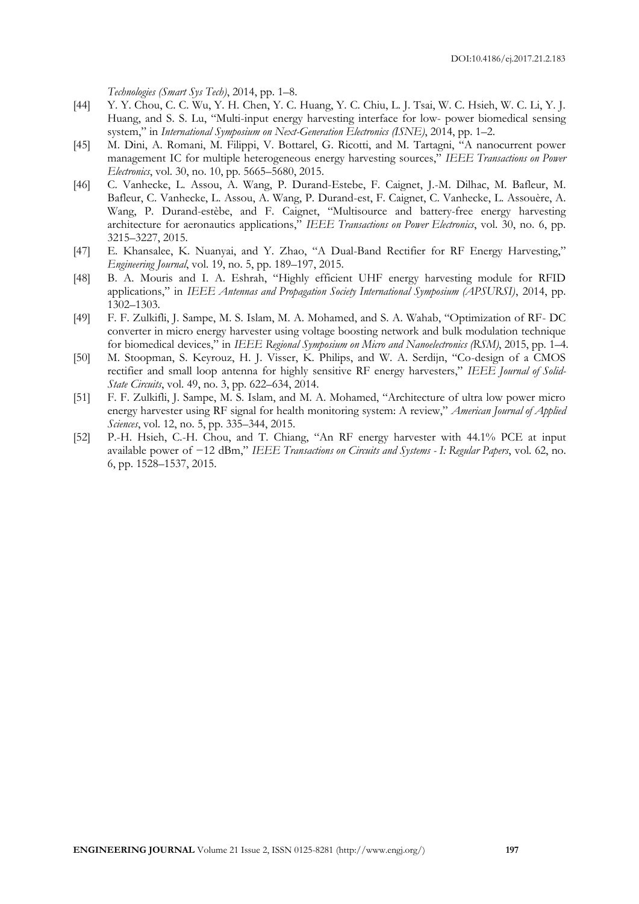*Technologies (Smart Sys Tech)*, 2014, pp. 1–8.

[44] Y. Y. Chou, C. C. Wu, Y. H. Chen, Y. C. Huang, Y. C. Chiu, L. J. Tsai, W. C. Hsieh, W. C. Li, Y. J. Huang, and S. S. Lu, "Multi-input energy harvesting interface for low- power biomedical sensing system," in *International Symposium on Next-Generation Electronics (ISNE)*, 2014, pp. 1–2.

[45] M. Dini, A. Romani, M. Filippi, V. Bottarel, G. Ricotti, and M. Tartagni, "A nanocurrent power management IC for multiple heterogeneous energy harvesting sources," *IEEE Transactions on Power Electronics*, vol. 30, no. 10, pp. 5665–5680, 2015.

[46] C. Vanhecke, L. Assou, A. Wang, P. Durand-Estebe, F. Caignet, J.-M. Dilhac, M. Bafleur, M. Bafleur, C. Vanhecke, L. Assou, A. Wang, P. Durand-est, F. Caignet, C. Vanhecke, L. Assouère, A. Wang, P. Durand-estèbe, and F. Caignet, "Multisource and battery-free energy harvesting architecture for aeronautics applications," *IEEE Transactions on Power Electronics*, vol. 30, no. 6, pp. 3215–3227, 2015.

[47] E. Khansalee, K. Nuanyai, and Y. Zhao, "A Dual-Band Rectifier for RF Energy Harvesting," *Engineering Journal*, vol. 19, no. 5, pp. 189–197, 2015.

[48] B. A. Mouris and I. A. Eshrah, "Highly efficient UHF energy harvesting module for RFID applications," in *IEEE Antennas and Propagation Society International Symposium (APSURSI)*, 2014, pp. 1302–1303.

[49] F. F. Zulkifli, J. Sampe, M. S. Islam, M. A. Mohamed, and S. A. Wahab, "Optimization of RF- DC converter in micro energy harvester using voltage boosting network and bulk modulation technique for biomedical devices," in *IEEE Regional Symposium on Micro and Nanoelectronics (RSM)*, 2015, pp. 1–4.

[50] M. Stoopman, S. Keyrouz, H. J. Visser, K. Philips, and W. A. Serdijn, "Co-design of a CMOS rectifier and small loop antenna for highly sensitive RF energy harvesters," *IEEE Journal of Solid-State Circuits*, vol. 49, no. 3, pp. 622–634, 2014.

[51] F. F. Zulkifli, J. Sampe, M. S. Islam, and M. A. Mohamed, "Architecture of ultra low power micro energy harvester using RF signal for health monitoring system: A review," *American Journal of Applied Sciences*, vol. 12, no. 5, pp. 335–344, 2015.

[52] P.-H. Hsieh, C.-H. Chou, and T. Chiang, "An RF energy harvester with 44.1% PCE at input available power of −12 dBm," *IEEE Transactions on Circuits and Systems - I: Regular Papers*, vol. 62, no. 6, pp. 1528–1537, 2015.